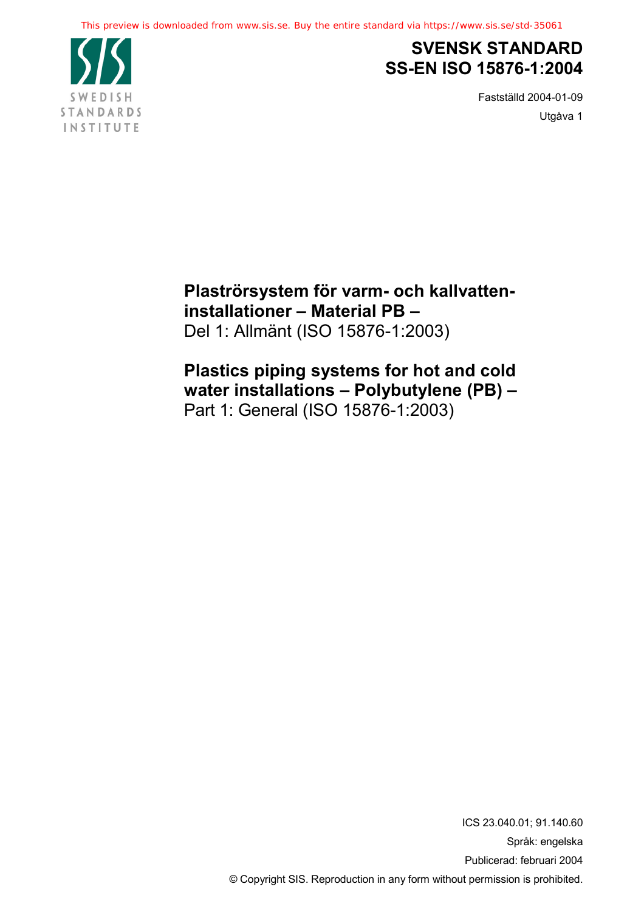This preview is downloaded from www.sis.se. Buy the entire standard via https://www.sis.se/std-35061

SWEDISH STANDARDS INSTITUTE

# SVENSK STANDARD
# SS-EN ISO 15876-1:2004

Fastställd 2004-01-09

Utgåva 1

**Plaströrsystem för varm- och kallvatten-installationer – Material PB –**
Del 1: Allmänt (ISO 15876-1:2003)

**Plastics piping systems for hot and cold water installations – Polybutylene (PB) –**
Part 1: General (ISO 15876-1:2003)

ICS 23.040.01; 91.140.60

Språk: engelska

Publicerad: februari 2004

© Copyright SIS. Reproduction in any form without permission is prohibited.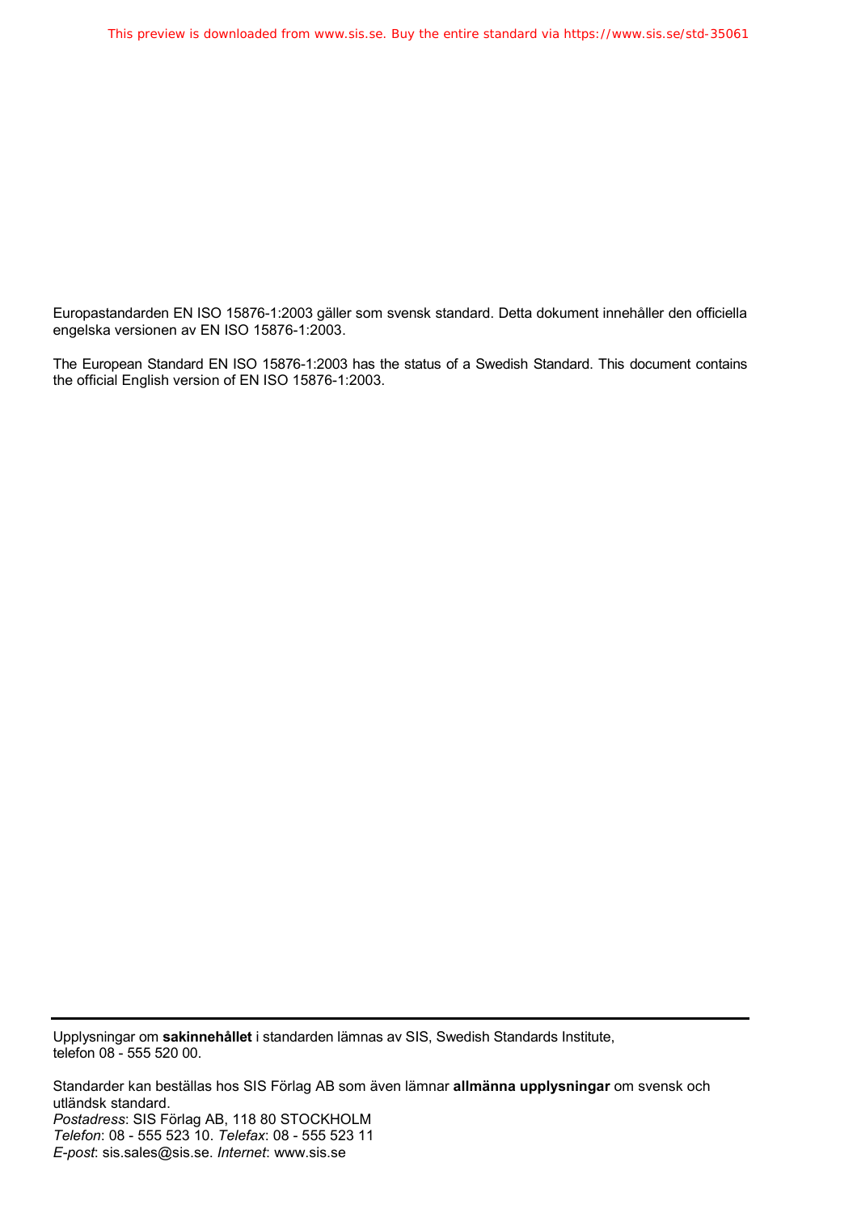Europastandarden EN ISO 15876-1:2003 gäller som svensk standard. Detta dokument innehåller den officiella engelska versionen av EN ISO 15876-1:2003.

The European Standard EN ISO 15876-1:2003 has the status of a Swedish Standard. This document contains the official English version of EN ISO 15876-1:2003.

---

Upplysningar om **sakinnehållet** i standarden lämnas av SIS, Swedish Standards Institute, telefon 08 - 555 520 00.

Standarder kan beställas hos SIS Förlag AB som även lämnar **allmänna upplysningar** om svensk och utländsk standard.
*Postadress*: SIS Förlag AB, 118 80 STOCKHOLM
*Telefon*: 08 - 555 523 10. *Telefax*: 08 - 555 523 11
*E-post*: sis.sales@sis.se. *Internet*: www.sis.se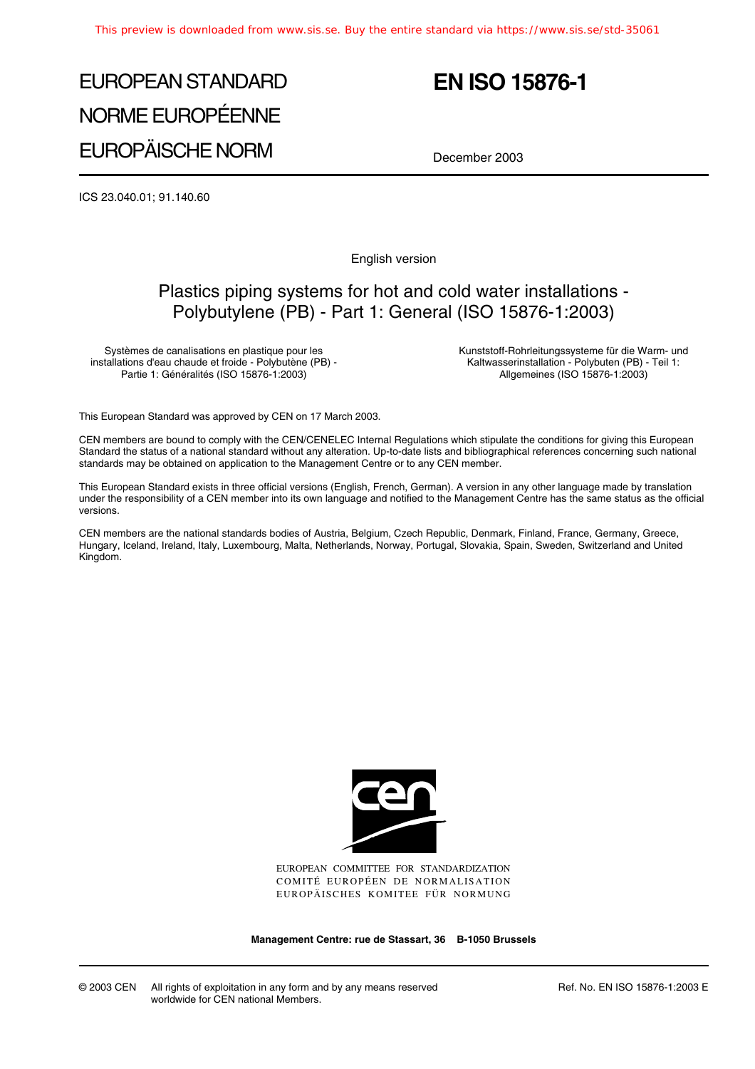# EUROPEAN STANDARD
# NORME EUROPÉENNE
# EUROPÄISCHE NORM

# EN ISO 15876-1

December 2003

ICS 23.040.01; 91.140.60

English version

## Plastics piping systems for hot and cold water installations - Polybutylene (PB) - Part 1: General (ISO 15876-1:2003)

Systèmes de canalisations en plastique pour les installations d'eau chaude et froide - Polybutène (PB) - Partie 1: Généralités (ISO 15876-1:2003)

Kunststoff-Rohrleitungssysteme für die Warm- und Kaltwasserinstallation - Polybuten (PB) - Teil 1: Allgemeines (ISO 15876-1:2003)

This European Standard was approved by CEN on 17 March 2003.

CEN members are bound to comply with the CEN/CENELEC Internal Regulations which stipulate the conditions for giving this European Standard the status of a national standard without any alteration. Up-to-date lists and bibliographical references concerning such national standards may be obtained on application to the Management Centre or to any CEN member.

This European Standard exists in three official versions (English, French, German). A version in any other language made by translation under the responsibility of a CEN member into its own language and notified to the Management Centre has the same status as the official versions.

CEN members are the national standards bodies of Austria, Belgium, Czech Republic, Denmark, Finland, France, Germany, Greece, Hungary, Iceland, Ireland, Italy, Luxembourg, Malta, Netherlands, Norway, Portugal, Slovakia, Spain, Sweden, Switzerland and United Kingdom.

EUROPEAN COMMITTEE FOR STANDARDIZATION
COMITÉ EUROPÉEN DE NORMALISATION
EUROPÄISCHES KOMITEE FÜR NORMUNG

**Management Centre: rue de Stassart, 36 B-1050 Brussels**

© 2003 CEN All rights of exploitation in any form and by any means reserved worldwide for CEN national Members.

Ref. No. EN ISO 15876-1:2003 E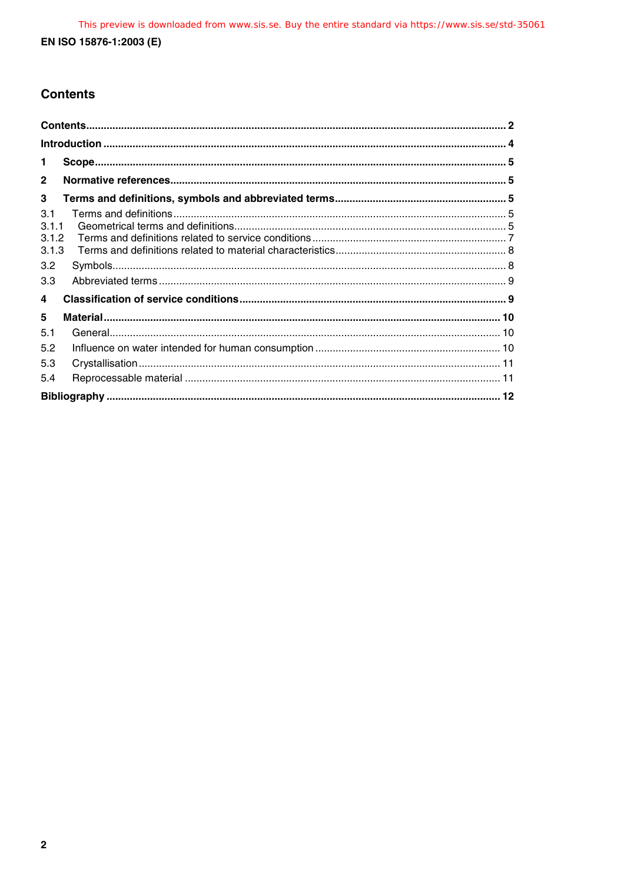## Contents

Contents ... 2

Introduction ... 4

1 Scope ... 5

2 Normative references ... 5

3 Terms and definitions, symbols and abbreviated terms ... 5

3.1 Terms and definitions ... 5

3.1.1 Geometrical terms and definitions ... 5

3.1.2 Terms and definitions related to service conditions ... 7

3.1.3 Terms and definitions related to material characteristics ... 8

3.2 Symbols ... 8

3.3 Abbreviated terms ... 9

4 Classification of service conditions ... 9

5 Material ... 10

5.1 General ... 10

5.2 Influence on water intended for human consumption ... 10

5.3 Crystallisation ... 11

5.4 Reprocessable material ... 11

Bibliography ... 12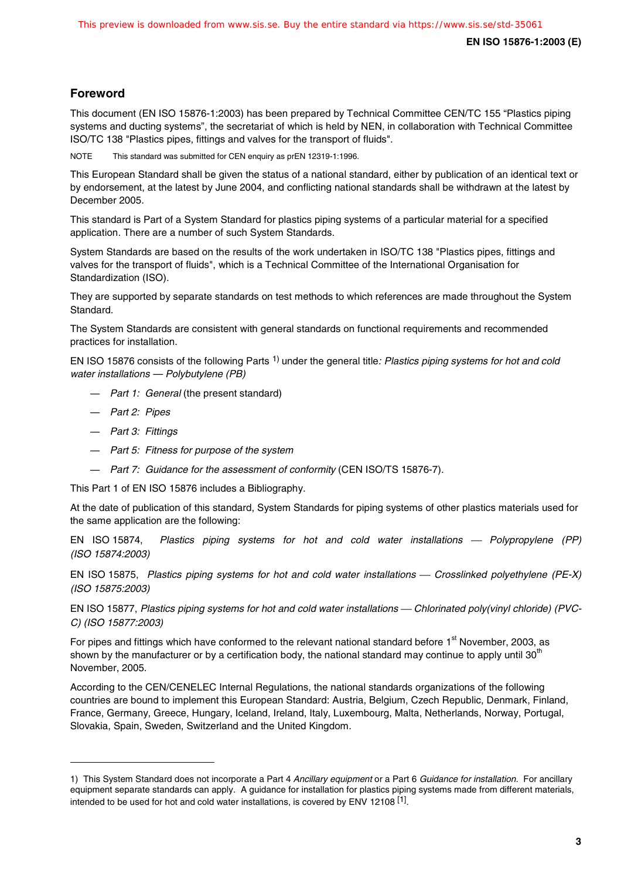## Foreword

This document (EN ISO 15876-1:2003) has been prepared by Technical Committee CEN/TC 155 "Plastics piping systems and ducting systems", the secretariat of which is held by NEN, in collaboration with Technical Committee ISO/TC 138 "Plastics pipes, fittings and valves for the transport of fluids".

NOTE  This standard was submitted for CEN enquiry as prEN 12319-1:1996.

This European Standard shall be given the status of a national standard, either by publication of an identical text or by endorsement, at the latest by June 2004, and conflicting national standards shall be withdrawn at the latest by December 2005.

This standard is Part of a System Standard for plastics piping systems of a particular material for a specified application. There are a number of such System Standards.

System Standards are based on the results of the work undertaken in ISO/TC 138 "Plastics pipes, fittings and valves for the transport of fluids", which is a Technical Committee of the International Organisation for Standardization (ISO).

They are supported by separate standards on test methods to which references are made throughout the System Standard.

The System Standards are consistent with general standards on functional requirements and recommended practices for installation.

EN ISO 15876 consists of the following Parts [1)] under the general title*: Plastics piping systems for hot and cold water installations — Polybutylene (PB)*

- *Part 1: General* (the present standard)
- *Part 2: Pipes*
- *Part 3: Fittings*
- *Part 5: Fitness for purpose of the system*
- *Part 7: Guidance for the assessment of conformity* (CEN ISO/TS 15876-7).

This Part 1 of EN ISO 15876 includes a Bibliography.

At the date of publication of this standard, System Standards for piping systems of other plastics materials used for the same application are the following:

EN ISO 15874, *Plastics piping systems for hot and cold water installations — Polypropylene (PP) (ISO 15874:2003)*

EN ISO 15875, *Plastics piping systems for hot and cold water installations — Crosslinked polyethylene (PE-X) (ISO 15875:2003)*

EN ISO 15877, *Plastics piping systems for hot and cold water installations — Chlorinated poly(vinyl chloride) (PVC-C) (ISO 15877:2003)*

For pipes and fittings which have conformed to the relevant national standard before 1st November, 2003, as shown by the manufacturer or by a certification body, the national standard may continue to apply until 30th November, 2005.

According to the CEN/CENELEC Internal Regulations, the national standards organizations of the following countries are bound to implement this European Standard: Austria, Belgium, Czech Republic, Denmark, Finland, France, Germany, Greece, Hungary, Iceland, Ireland, Italy, Luxembourg, Malta, Netherlands, Norway, Portugal, Slovakia, Spain, Sweden, Switzerland and the United Kingdom.

---

1) This System Standard does not incorporate a Part 4 *Ancillary equipment* or a Part 6 *Guidance for installation.* For ancillary equipment separate standards can apply. A guidance for installation for plastics piping systems made from different materials, intended to be used for hot and cold water installations, is covered by ENV 12108 [1].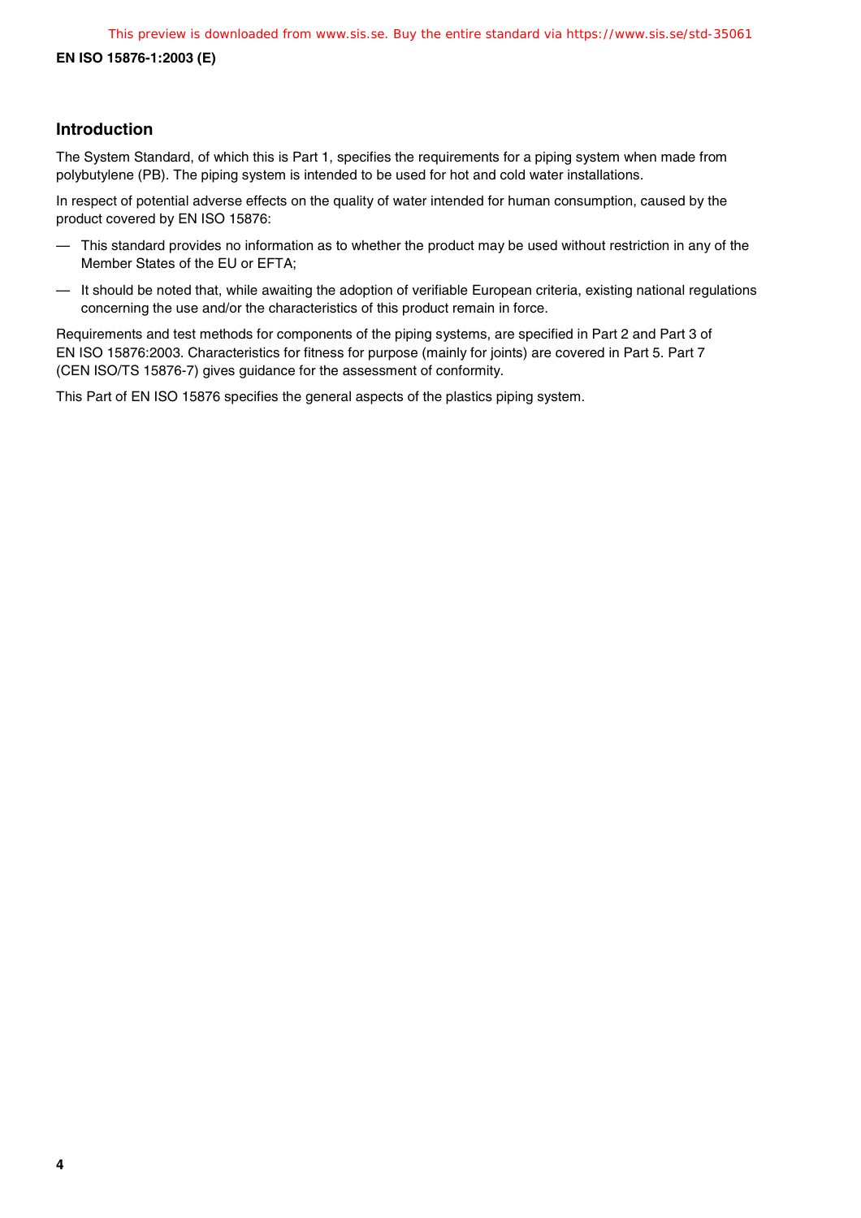## Introduction

The System Standard, of which this is Part 1, specifies the requirements for a piping system when made from polybutylene (PB). The piping system is intended to be used for hot and cold water installations.

In respect of potential adverse effects on the quality of water intended for human consumption, caused by the product covered by EN ISO 15876:

— This standard provides no information as to whether the product may be used without restriction in any of the Member States of the EU or EFTA;

— It should be noted that, while awaiting the adoption of verifiable European criteria, existing national regulations concerning the use and/or the characteristics of this product remain in force.

Requirements and test methods for components of the piping systems, are specified in Part 2 and Part 3 of EN ISO 15876:2003. Characteristics for fitness for purpose (mainly for joints) are covered in Part 5. Part 7 (CEN ISO/TS 15876-7) gives guidance for the assessment of conformity.

This Part of EN ISO 15876 specifies the general aspects of the plastics piping system.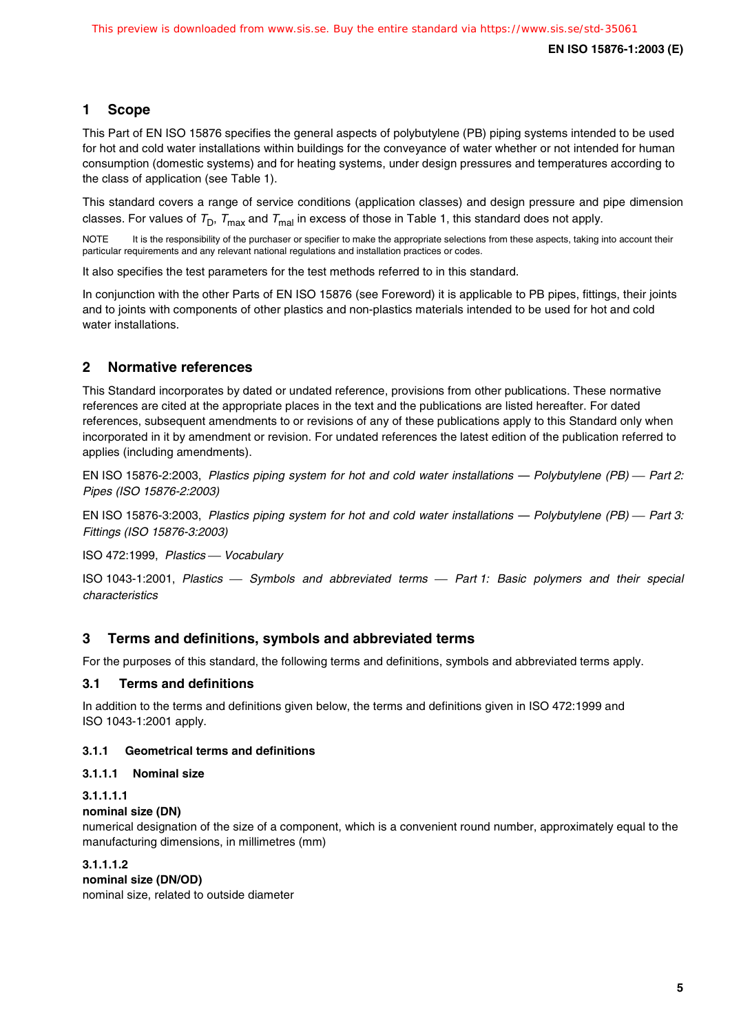## 1 Scope

This Part of EN ISO 15876 specifies the general aspects of polybutylene (PB) piping systems intended to be used for hot and cold water installations within buildings for the conveyance of water whether or not intended for human consumption (domestic systems) and for heating systems, under design pressures and temperatures according to the class of application (see Table 1).

This standard covers a range of service conditions (application classes) and design pressure and pipe dimension classes. For values of $T_D$, $T_{max}$ and $T_{mal}$ in excess of those in Table 1, this standard does not apply.

NOTE It is the responsibility of the purchaser or specifier to make the appropriate selections from these aspects, taking into account their particular requirements and any relevant national regulations and installation practices or codes.

It also specifies the test parameters for the test methods referred to in this standard.

In conjunction with the other Parts of EN ISO 15876 (see Foreword) it is applicable to PB pipes, fittings, their joints and to joints with components of other plastics and non-plastics materials intended to be used for hot and cold water installations.

## 2 Normative references

This Standard incorporates by dated or undated reference, provisions from other publications. These normative references are cited at the appropriate places in the text and the publications are listed hereafter. For dated references, subsequent amendments to or revisions of any of these publications apply to this Standard only when incorporated in it by amendment or revision. For undated references the latest edition of the publication referred to applies (including amendments).

EN ISO 15876-2:2003, *Plastics piping system for hot and cold water installations — Polybutylene (PB) — Part 2: Pipes (ISO 15876-2:2003)*

EN ISO 15876-3:2003, *Plastics piping system for hot and cold water installations — Polybutylene (PB) — Part 3: Fittings (ISO 15876-3:2003)*

ISO 472:1999, *Plastics — Vocabulary*

ISO 1043-1:2001, *Plastics — Symbols and abbreviated terms — Part 1: Basic polymers and their special characteristics*

## 3 Terms and definitions, symbols and abbreviated terms

For the purposes of this standard, the following terms and definitions, symbols and abbreviated terms apply.

### 3.1 Terms and definitions

In addition to the terms and definitions given below, the terms and definitions given in ISO 472:1999 and ISO 1043-1:2001 apply.

#### 3.1.1 Geometrical terms and definitions

#### 3.1.1.1 Nominal size

**3.1.1.1.1**
**nominal size (DN)**
numerical designation of the size of a component, which is a convenient round number, approximately equal to the manufacturing dimensions, in millimetres (mm)

**3.1.1.1.2**
**nominal size (DN/OD)**
nominal size, related to outside diameter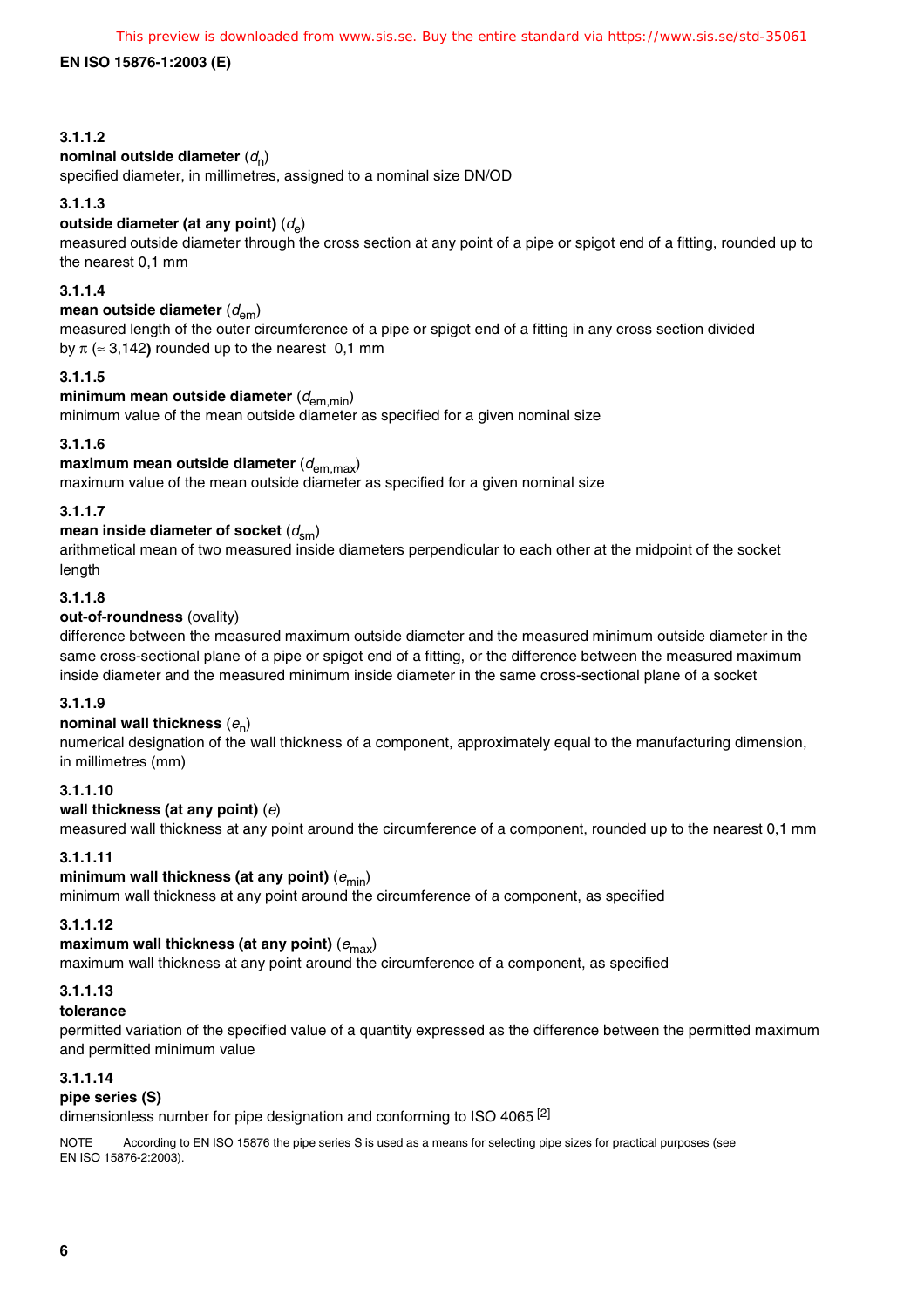#### 3.1.1.2

**nominal outside diameter** ($d_n$)

specified diameter, in millimetres, assigned to a nominal size DN/OD

#### 3.1.1.3

**outside diameter (at any point)** ($d_e$)

measured outside diameter through the cross section at any point of a pipe or spigot end of a fitting, rounded up to the nearest 0,1 mm

#### 3.1.1.4

**mean outside diameter** ($d_{em}$)

measured length of the outer circumference of a pipe or spigot end of a fitting in any cross section divided by $\pi$ ($\approx$ 3,142**)** rounded up to the nearest 0,1 mm

#### 3.1.1.5

**minimum mean outside diameter** ($d_{em,min}$)

minimum value of the mean outside diameter as specified for a given nominal size

#### 3.1.1.6

**maximum mean outside diameter** ($d_{em,max}$)

maximum value of the mean outside diameter as specified for a given nominal size

#### 3.1.1.7

**mean inside diameter of socket** ($d_{sm}$)

arithmetical mean of two measured inside diameters perpendicular to each other at the midpoint of the socket length

#### 3.1.1.8

**out-of-roundness** (ovality)

difference between the measured maximum outside diameter and the measured minimum outside diameter in the same cross-sectional plane of a pipe or spigot end of a fitting, or the difference between the measured maximum inside diameter and the measured minimum inside diameter in the same cross-sectional plane of a socket

#### 3.1.1.9

**nominal wall thickness** ($e_n$)

numerical designation of the wall thickness of a component, approximately equal to the manufacturing dimension, in millimetres (mm)

#### 3.1.1.10

**wall thickness (at any point)** ($e$)

measured wall thickness at any point around the circumference of a component, rounded up to the nearest 0,1 mm

#### 3.1.1.11

**minimum wall thickness (at any point)** ($e_{min}$)

minimum wall thickness at any point around the circumference of a component, as specified

#### 3.1.1.12

**maximum wall thickness (at any point)** ($e_{max}$)

maximum wall thickness at any point around the circumference of a component, as specified

#### 3.1.1.13

**tolerance**

permitted variation of the specified value of a quantity expressed as the difference between the permitted maximum and permitted minimum value

#### 3.1.1.14

**pipe series (S)**

dimensionless number for pipe designation and conforming to ISO 4065 [2]

NOTE According to EN ISO 15876 the pipe series S is used as a means for selecting pipe sizes for practical purposes (see EN ISO 15876-2:2003).